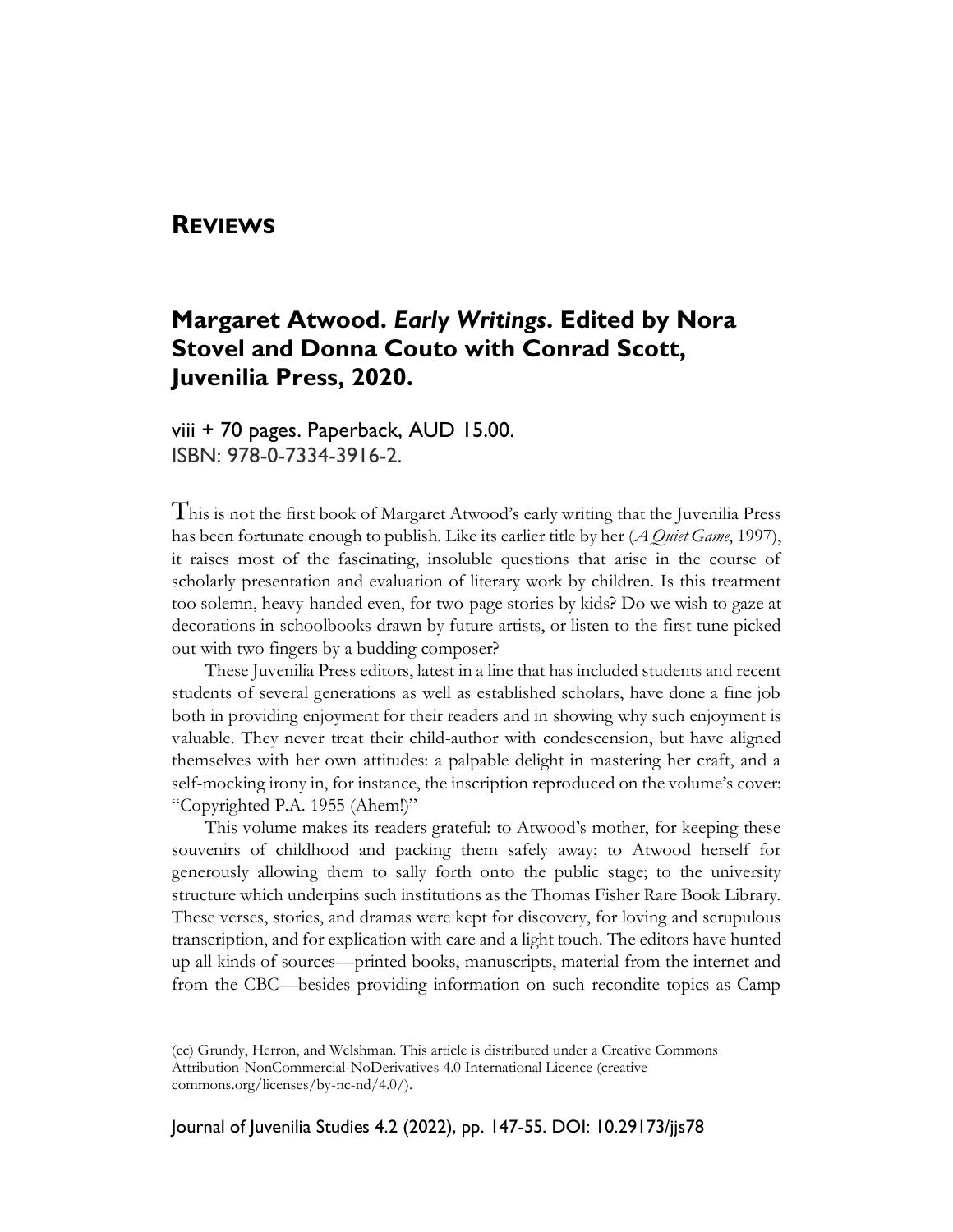## Reviews

### Margaret Atwood. *Early Writings*. Edited by Nora Stovel and Donna Couto with Conrad Scott, Juvenilia Press, 2020.

viii + 70 pages. Paperback, AUD 15.00.
ISBN: 978-0-7334-3916-2.

This is not the first book of Margaret Atwood's early writing that the Juvenilia Press has been fortunate enough to publish. Like its earlier title by her (*A Quiet Game*, 1997), it raises most of the fascinating, insoluble questions that arise in the course of scholarly presentation and evaluation of literary work by children. Is this treatment too solemn, heavy-handed even, for two-page stories by kids? Do we wish to gaze at decorations in schoolbooks drawn by future artists, or listen to the first tune picked out with two fingers by a budding composer?

These Juvenilia Press editors, latest in a line that has included students and recent students of several generations as well as established scholars, have done a fine job both in providing enjoyment for their readers and in showing why such enjoyment is valuable. They never treat their child-author with condescension, but have aligned themselves with her own attitudes: a palpable delight in mastering her craft, and a self-mocking irony in, for instance, the inscription reproduced on the volume's cover: "Copyrighted P.A. 1955 (Ahem!)"

This volume makes its readers grateful: to Atwood's mother, for keeping these souvenirs of childhood and packing them safely away; to Atwood herself for generously allowing them to sally forth onto the public stage; to the university structure which underpins such institutions as the Thomas Fisher Rare Book Library. These verses, stories, and dramas were kept for discovery, for loving and scrupulous transcription, and for explication with care and a light touch. The editors have hunted up all kinds of sources—printed books, manuscripts, material from the internet and from the CBC—besides providing information on such recondite topics as Camp

(cc) Grundy, Herron, and Welshman. This article is distributed under a Creative Commons Attribution-NonCommercial-NoDerivatives 4.0 International Licence (creative commons.org/licenses/by-nc-nd/4.0/).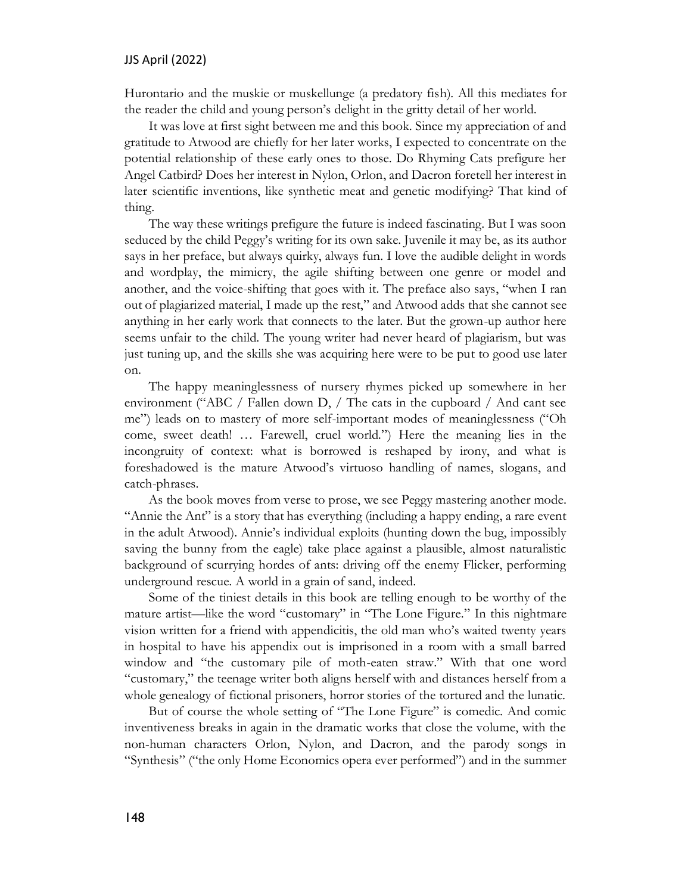Hurontario and the muskie or muskellunge (a predatory fish). All this mediates for the reader the child and young person's delight in the gritty detail of her world.

It was love at first sight between me and this book. Since my appreciation of and gratitude to Atwood are chiefly for her later works, I expected to concentrate on the potential relationship of these early ones to those. Do Rhyming Cats prefigure her Angel Catbird? Does her interest in Nylon, Orlon, and Dacron foretell her interest in later scientific inventions, like synthetic meat and genetic modifying? That kind of thing.

The way these writings prefigure the future is indeed fascinating. But I was soon seduced by the child Peggy's writing for its own sake. Juvenile it may be, as its author says in her preface, but always quirky, always fun. I love the audible delight in words and wordplay, the mimicry, the agile shifting between one genre or model and another, and the voice-shifting that goes with it. The preface also says, "when I ran out of plagiarized material, I made up the rest," and Atwood adds that she cannot see anything in her early work that connects to the later. But the grown-up author here seems unfair to the child. The young writer had never heard of plagiarism, but was just tuning up, and the skills she was acquiring here were to be put to good use later on.

The happy meaninglessness of nursery rhymes picked up somewhere in her environment ("ABC / Fallen down D, / The cats in the cupboard / And cant see me") leads on to mastery of more self-important modes of meaninglessness ("Oh come, sweet death! … Farewell, cruel world.") Here the meaning lies in the incongruity of context: what is borrowed is reshaped by irony, and what is foreshadowed is the mature Atwood's virtuoso handling of names, slogans, and catch-phrases.

As the book moves from verse to prose, we see Peggy mastering another mode. "Annie the Ant" is a story that has everything (including a happy ending, a rare event in the adult Atwood). Annie's individual exploits (hunting down the bug, impossibly saving the bunny from the eagle) take place against a plausible, almost naturalistic background of scurrying hordes of ants: driving off the enemy Flicker, performing underground rescue. A world in a grain of sand, indeed.

Some of the tiniest details in this book are telling enough to be worthy of the mature artist—like the word "customary" in "The Lone Figure." In this nightmare vision written for a friend with appendicitis, the old man who's waited twenty years in hospital to have his appendix out is imprisoned in a room with a small barred window and "the customary pile of moth-eaten straw." With that one word "customary," the teenage writer both aligns herself with and distances herself from a whole genealogy of fictional prisoners, horror stories of the tortured and the lunatic.

But of course the whole setting of "The Lone Figure" is comedic. And comic inventiveness breaks in again in the dramatic works that close the volume, with the non-human characters Orlon, Nylon, and Dacron, and the parody songs in "Synthesis" ("the only Home Economics opera ever performed") and in the summer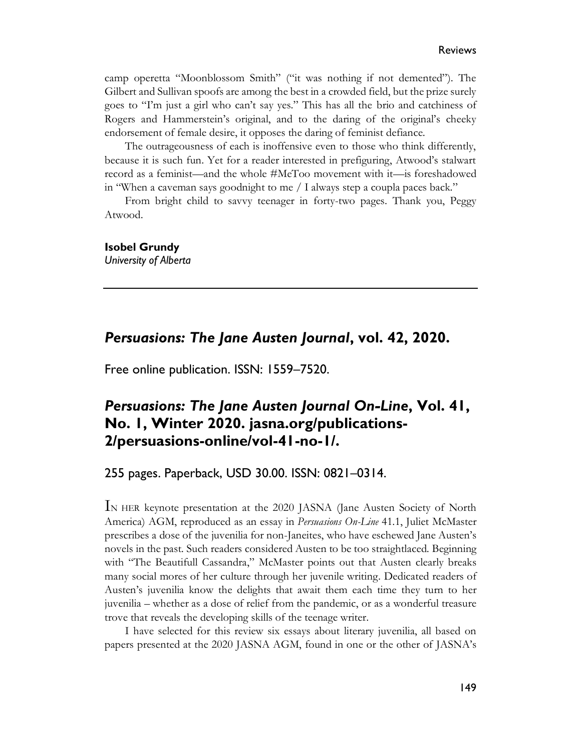camp operetta "Moonblossom Smith" ("it was nothing if not demented"). The Gilbert and Sullivan spoofs are among the best in a crowded field, but the prize surely goes to "I'm just a girl who can't say yes." This has all the brio and catchiness of Rogers and Hammerstein's original, and to the daring of the original's cheeky endorsement of female desire, it opposes the daring of feminist defiance.

The outrageousness of each is inoffensive even to those who think differently, because it is such fun. Yet for a reader interested in prefiguring, Atwood's stalwart record as a feminist—and the whole #MeToo movement with it—is foreshadowed in "When a caveman says goodnight to me / I always step a coupla paces back."

From bright child to savvy teenager in forty-two pages. Thank you, Peggy Atwood.

**Isobel Grundy**
*University of Alberta*

---

## *Persuasions: The Jane Austen Journal*, vol. 42, 2020.

Free online publication. ISSN: 1559–7520.

## *Persuasions: The Jane Austen Journal On-Line*, Vol. 41, No. 1, Winter 2020. jasna.org/publications-2/persuasions-online/vol-41-no-1/.

255 pages. Paperback, USD 30.00. ISSN: 0821–0314.

IN HER keynote presentation at the 2020 JASNA (Jane Austen Society of North America) AGM, reproduced as an essay in *Persuasions On-Line* 41.1, Juliet McMaster prescribes a dose of the juvenilia for non-Janeites, who have eschewed Jane Austen's novels in the past. Such readers considered Austen to be too straightlaced. Beginning with "The Beautifull Cassandra," McMaster points out that Austen clearly breaks many social mores of her culture through her juvenile writing. Dedicated readers of Austen's juvenilia know the delights that await them each time they turn to her juvenilia – whether as a dose of relief from the pandemic, or as a wonderful treasure trove that reveals the developing skills of the teenage writer.

I have selected for this review six essays about literary juvenilia, all based on papers presented at the 2020 JASNA AGM, found in one or the other of JASNA's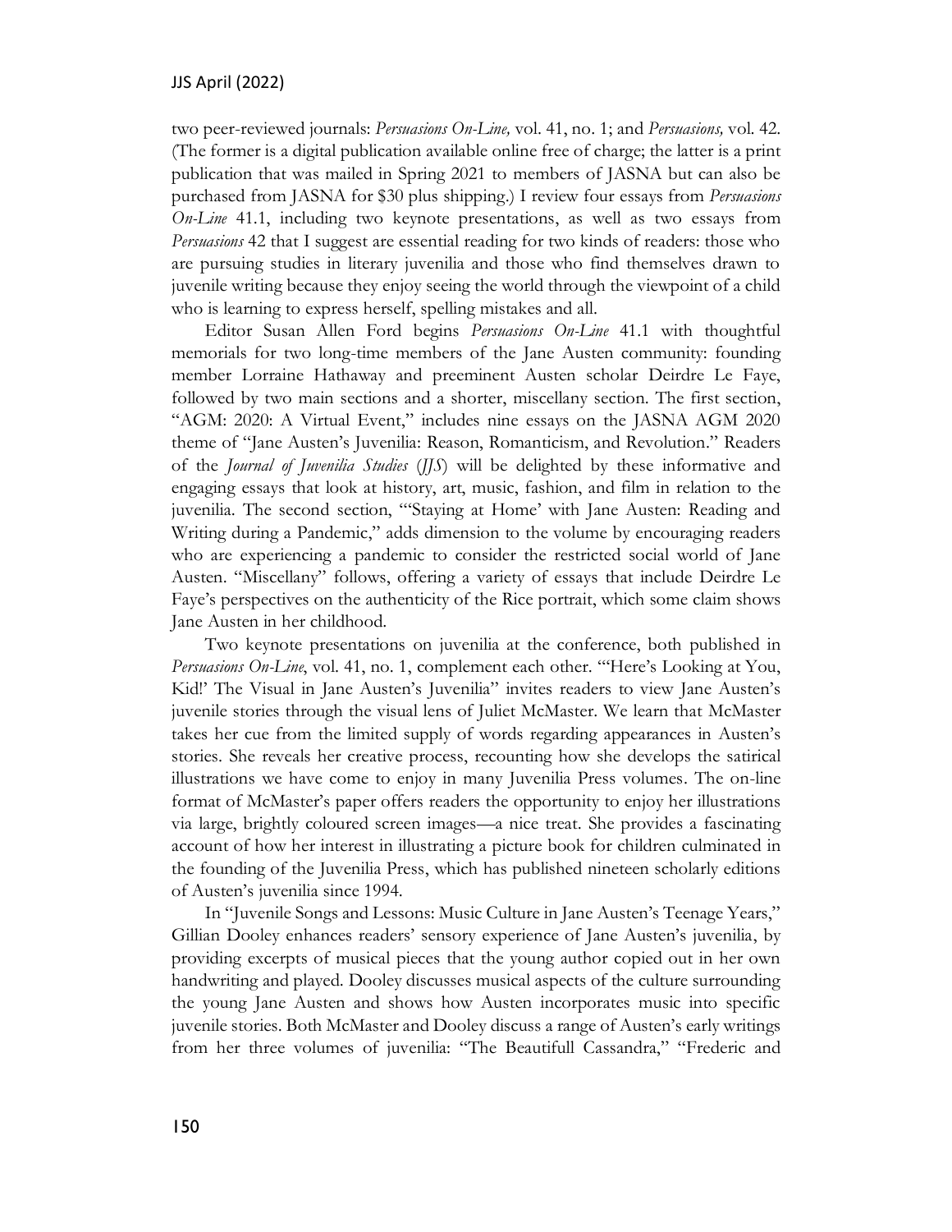two peer-reviewed journals: *Persuasions On-Line,* vol. 41, no. 1; and *Persuasions,* vol. 42. (The former is a digital publication available online free of charge; the latter is a print publication that was mailed in Spring 2021 to members of JASNA but can also be purchased from JASNA for $30 plus shipping.) I review four essays from *Persuasions On-Line* 41.1, including two keynote presentations, as well as two essays from *Persuasions* 42 that I suggest are essential reading for two kinds of readers: those who are pursuing studies in literary juvenilia and those who find themselves drawn to juvenile writing because they enjoy seeing the world through the viewpoint of a child who is learning to express herself, spelling mistakes and all.

Editor Susan Allen Ford begins *Persuasions On-Line* 41.1 with thoughtful memorials for two long-time members of the Jane Austen community: founding member Lorraine Hathaway and preeminent Austen scholar Deirdre Le Faye, followed by two main sections and a shorter, miscellany section. The first section, "AGM: 2020: A Virtual Event," includes nine essays on the JASNA AGM 2020 theme of "Jane Austen's Juvenilia: Reason, Romanticism, and Revolution." Readers of the *Journal of Juvenilia Studies* (*JJS*) will be delighted by these informative and engaging essays that look at history, art, music, fashion, and film in relation to the juvenilia. The second section, "'Staying at Home' with Jane Austen: Reading and Writing during a Pandemic," adds dimension to the volume by encouraging readers who are experiencing a pandemic to consider the restricted social world of Jane Austen. "Miscellany" follows, offering a variety of essays that include Deirdre Le Faye's perspectives on the authenticity of the Rice portrait, which some claim shows Jane Austen in her childhood.

Two keynote presentations on juvenilia at the conference, both published in *Persuasions On-Line*, vol. 41, no. 1, complement each other. "'Here's Looking at You, Kid!' The Visual in Jane Austen's Juvenilia" invites readers to view Jane Austen's juvenile stories through the visual lens of Juliet McMaster. We learn that McMaster takes her cue from the limited supply of words regarding appearances in Austen's stories. She reveals her creative process, recounting how she develops the satirical illustrations we have come to enjoy in many Juvenilia Press volumes. The on-line format of McMaster's paper offers readers the opportunity to enjoy her illustrations via large, brightly coloured screen images—a nice treat. She provides a fascinating account of how her interest in illustrating a picture book for children culminated in the founding of the Juvenilia Press, which has published nineteen scholarly editions of Austen's juvenilia since 1994.

In "Juvenile Songs and Lessons: Music Culture in Jane Austen's Teenage Years," Gillian Dooley enhances readers' sensory experience of Jane Austen's juvenilia, by providing excerpts of musical pieces that the young author copied out in her own handwriting and played. Dooley discusses musical aspects of the culture surrounding the young Jane Austen and shows how Austen incorporates music into specific juvenile stories. Both McMaster and Dooley discuss a range of Austen's early writings from her three volumes of juvenilia: "The Beautifull Cassandra," "Frederic and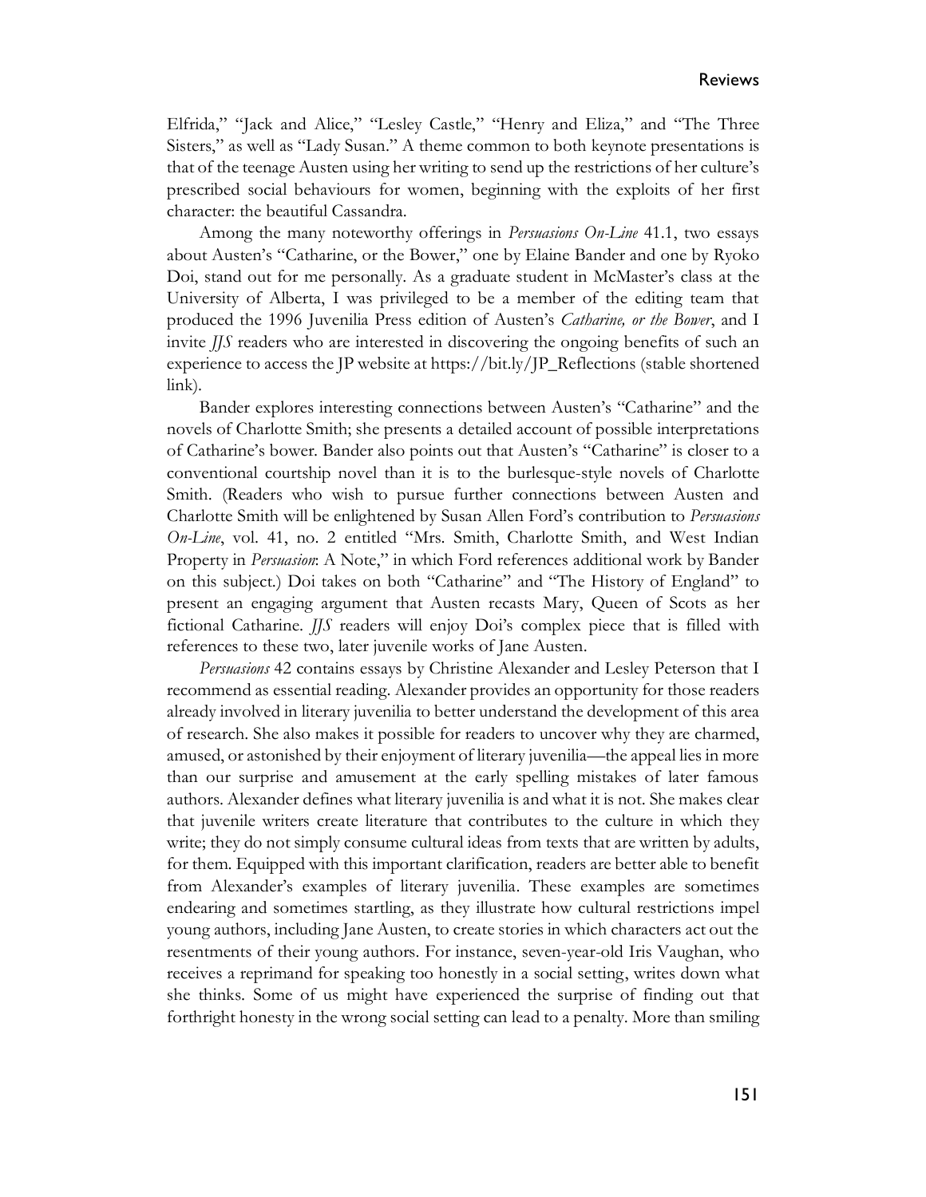Elfrida," "Jack and Alice," "Lesley Castle," "Henry and Eliza," and "The Three Sisters," as well as "Lady Susan." A theme common to both keynote presentations is that of the teenage Austen using her writing to send up the restrictions of her culture's prescribed social behaviours for women, beginning with the exploits of her first character: the beautiful Cassandra.

Among the many noteworthy offerings in *Persuasions On-Line* 41.1, two essays about Austen's "Catharine, or the Bower," one by Elaine Bander and one by Ryoko Doi, stand out for me personally. As a graduate student in McMaster's class at the University of Alberta, I was privileged to be a member of the editing team that produced the 1996 Juvenilia Press edition of Austen's *Catharine, or the Bower*, and I invite *JJS* readers who are interested in discovering the ongoing benefits of such an experience to access the JP website at https://bit.ly/JP_Reflections (stable shortened link).

Bander explores interesting connections between Austen's "Catharine" and the novels of Charlotte Smith; she presents a detailed account of possible interpretations of Catharine's bower. Bander also points out that Austen's "Catharine" is closer to a conventional courtship novel than it is to the burlesque-style novels of Charlotte Smith. (Readers who wish to pursue further connections between Austen and Charlotte Smith will be enlightened by Susan Allen Ford's contribution to *Persuasions On-Line*, vol. 41, no. 2 entitled "Mrs. Smith, Charlotte Smith, and West Indian Property in *Persuasion*: A Note," in which Ford references additional work by Bander on this subject.) Doi takes on both "Catharine" and "The History of England" to present an engaging argument that Austen recasts Mary, Queen of Scots as her fictional Catharine. *JJS* readers will enjoy Doi's complex piece that is filled with references to these two, later juvenile works of Jane Austen.

*Persuasions* 42 contains essays by Christine Alexander and Lesley Peterson that I recommend as essential reading. Alexander provides an opportunity for those readers already involved in literary juvenilia to better understand the development of this area of research. She also makes it possible for readers to uncover why they are charmed, amused, or astonished by their enjoyment of literary juvenilia—the appeal lies in more than our surprise and amusement at the early spelling mistakes of later famous authors. Alexander defines what literary juvenilia is and what it is not. She makes clear that juvenile writers create literature that contributes to the culture in which they write; they do not simply consume cultural ideas from texts that are written by adults, for them. Equipped with this important clarification, readers are better able to benefit from Alexander's examples of literary juvenilia. These examples are sometimes endearing and sometimes startling, as they illustrate how cultural restrictions impel young authors, including Jane Austen, to create stories in which characters act out the resentments of their young authors. For instance, seven-year-old Iris Vaughan, who receives a reprimand for speaking too honestly in a social setting, writes down what she thinks. Some of us might have experienced the surprise of finding out that forthright honesty in the wrong social setting can lead to a penalty. More than smiling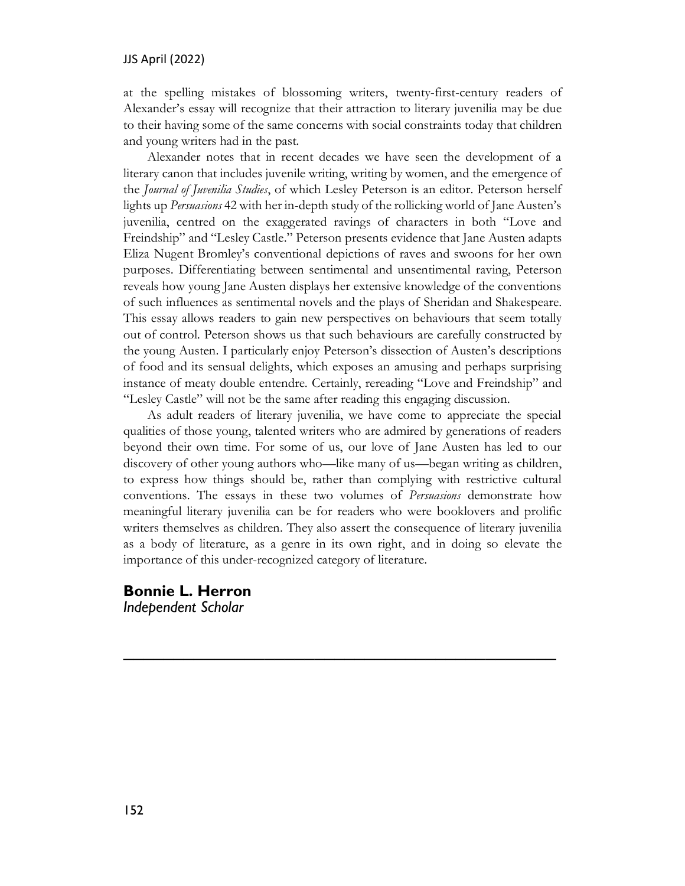at the spelling mistakes of blossoming writers, twenty-first-century readers of Alexander's essay will recognize that their attraction to literary juvenilia may be due to their having some of the same concerns with social constraints today that children and young writers had in the past.

Alexander notes that in recent decades we have seen the development of a literary canon that includes juvenile writing, writing by women, and the emergence of the *Journal of Juvenilia Studies*, of which Lesley Peterson is an editor. Peterson herself lights up *Persuasions* 42 with her in-depth study of the rollicking world of Jane Austen's juvenilia, centred on the exaggerated ravings of characters in both "Love and Freindship" and "Lesley Castle." Peterson presents evidence that Jane Austen adapts Eliza Nugent Bromley's conventional depictions of raves and swoons for her own purposes. Differentiating between sentimental and unsentimental raving, Peterson reveals how young Jane Austen displays her extensive knowledge of the conventions of such influences as sentimental novels and the plays of Sheridan and Shakespeare. This essay allows readers to gain new perspectives on behaviours that seem totally out of control. Peterson shows us that such behaviours are carefully constructed by the young Austen. I particularly enjoy Peterson's dissection of Austen's descriptions of food and its sensual delights, which exposes an amusing and perhaps surprising instance of meaty double entendre. Certainly, rereading "Love and Freindship" and "Lesley Castle" will not be the same after reading this engaging discussion.

As adult readers of literary juvenilia, we have come to appreciate the special qualities of those young, talented writers who are admired by generations of readers beyond their own time. For some of us, our love of Jane Austen has led to our discovery of other young authors who—like many of us—began writing as children, to express how things should be, rather than complying with restrictive cultural conventions. The essays in these two volumes of *Persuasions* demonstrate how meaningful literary juvenilia can be for readers who were booklovers and prolific writers themselves as children. They also assert the consequence of literary juvenilia as a body of literature, as a genre in its own right, and in doing so elevate the importance of this under-recognized category of literature.

**Bonnie L. Herron**
*Independent Scholar*

---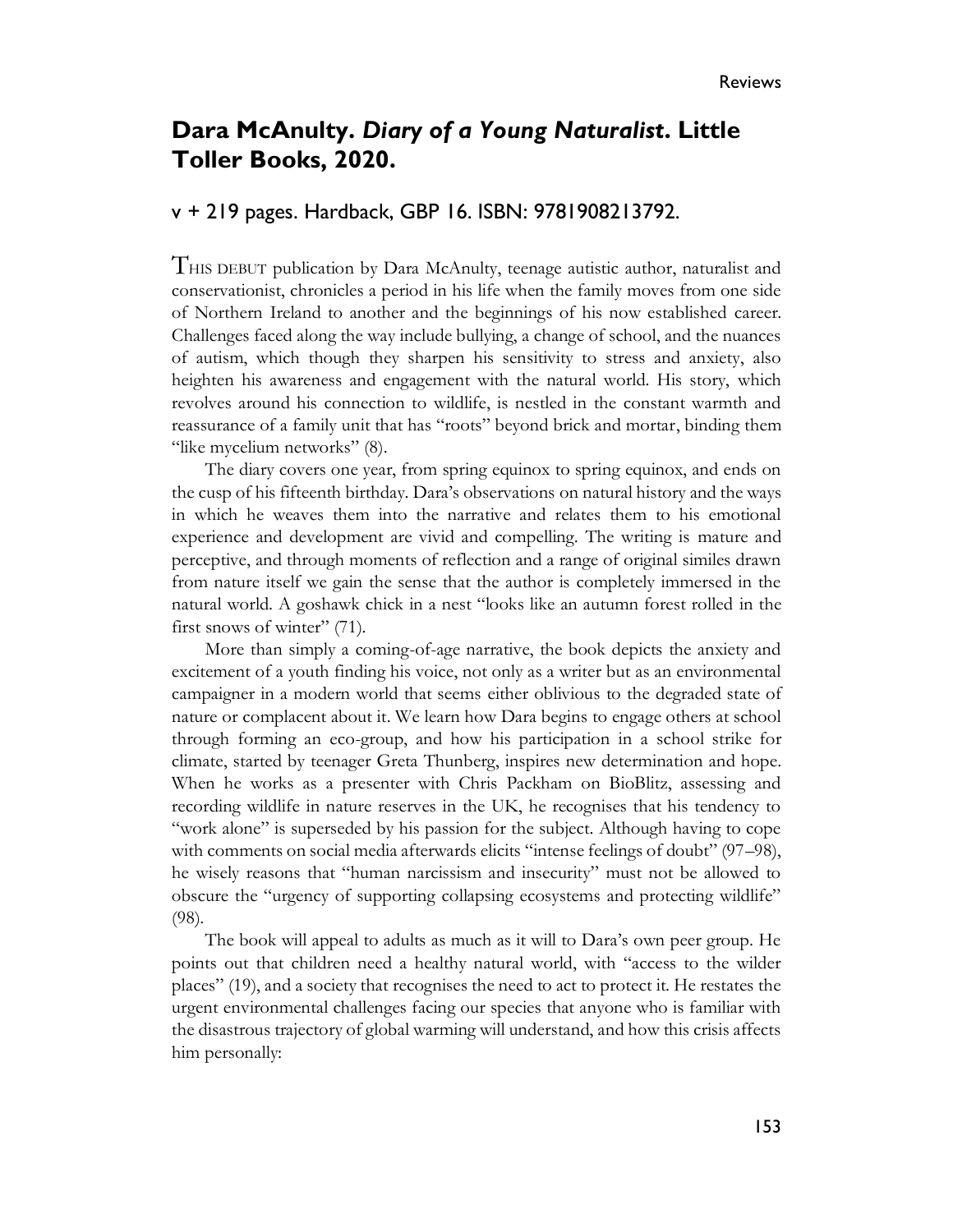## Dara McAnulty. *Diary of a Young Naturalist*. Little Toller Books, 2020.

### v + 219 pages. Hardback, GBP 16. ISBN: 9781908213792.

THIS DEBUT publication by Dara McAnulty, teenage autistic author, naturalist and conservationist, chronicles a period in his life when the family moves from one side of Northern Ireland to another and the beginnings of his now established career. Challenges faced along the way include bullying, a change of school, and the nuances of autism, which though they sharpen his sensitivity to stress and anxiety, also heighten his awareness and engagement with the natural world. His story, which revolves around his connection to wildlife, is nestled in the constant warmth and reassurance of a family unit that has "roots" beyond brick and mortar, binding them "like mycelium networks" (8).

The diary covers one year, from spring equinox to spring equinox, and ends on the cusp of his fifteenth birthday. Dara's observations on natural history and the ways in which he weaves them into the narrative and relates them to his emotional experience and development are vivid and compelling. The writing is mature and perceptive, and through moments of reflection and a range of original similes drawn from nature itself we gain the sense that the author is completely immersed in the natural world. A goshawk chick in a nest "looks like an autumn forest rolled in the first snows of winter" (71).

More than simply a coming-of-age narrative, the book depicts the anxiety and excitement of a youth finding his voice, not only as a writer but as an environmental campaigner in a modern world that seems either oblivious to the degraded state of nature or complacent about it. We learn how Dara begins to engage others at school through forming an eco-group, and how his participation in a school strike for climate, started by teenager Greta Thunberg, inspires new determination and hope. When he works as a presenter with Chris Packham on BioBlitz, assessing and recording wildlife in nature reserves in the UK, he recognises that his tendency to "work alone" is superseded by his passion for the subject. Although having to cope with comments on social media afterwards elicits "intense feelings of doubt" (97–98), he wisely reasons that "human narcissism and insecurity" must not be allowed to obscure the "urgency of supporting collapsing ecosystems and protecting wildlife" (98).

The book will appeal to adults as much as it will to Dara's own peer group. He points out that children need a healthy natural world, with "access to the wilder places" (19), and a society that recognises the need to act to protect it. He restates the urgent environmental challenges facing our species that anyone who is familiar with the disastrous trajectory of global warming will understand, and how this crisis affects him personally: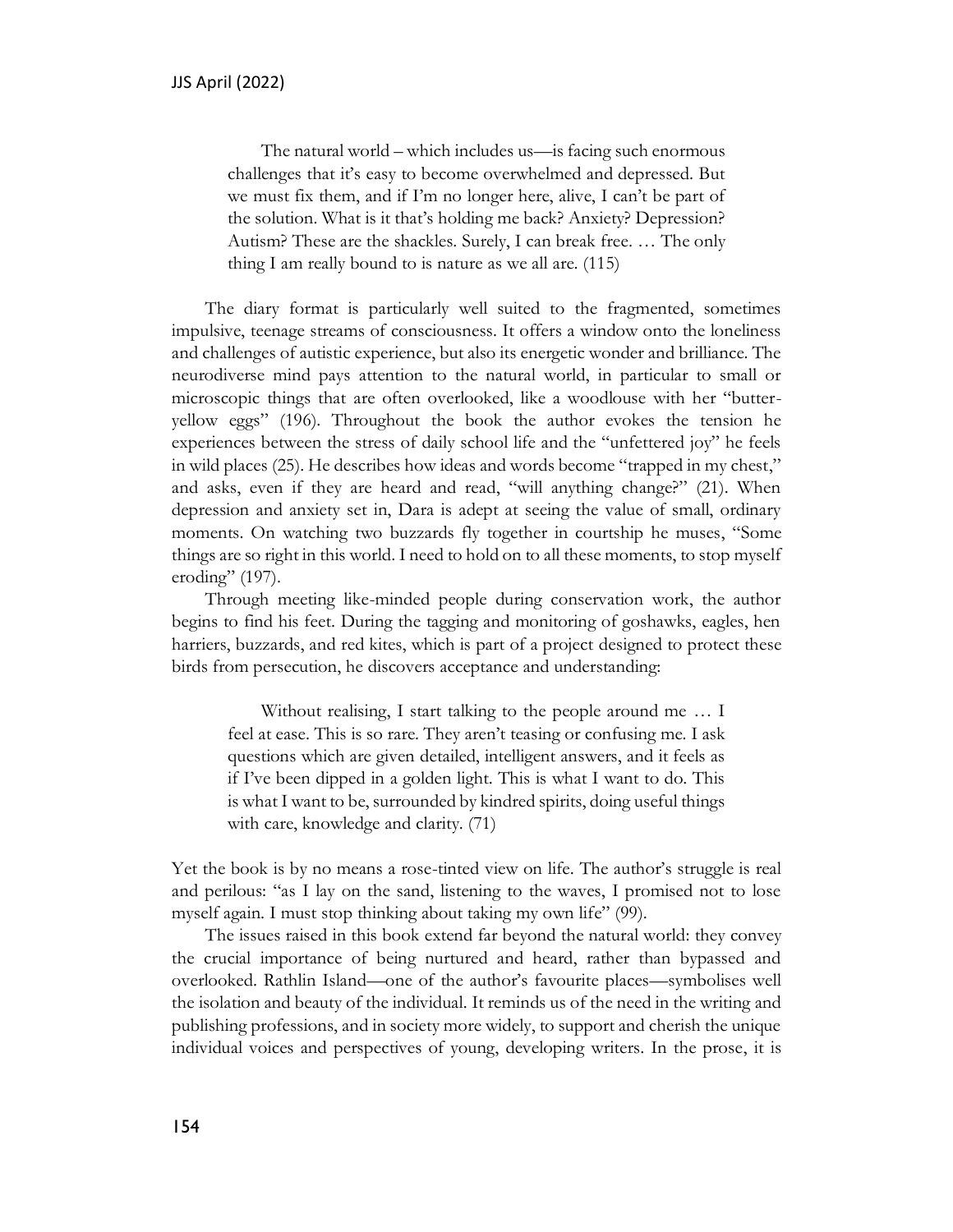> The natural world – which includes us—is facing such enormous challenges that it's easy to become overwhelmed and depressed. But we must fix them, and if I'm no longer here, alive, I can't be part of the solution. What is it that's holding me back? Anxiety? Depression? Autism? These are the shackles. Surely, I can break free. … The only thing I am really bound to is nature as we all are. (115)

The diary format is particularly well suited to the fragmented, sometimes impulsive, teenage streams of consciousness. It offers a window onto the loneliness and challenges of autistic experience, but also its energetic wonder and brilliance. The neurodiverse mind pays attention to the natural world, in particular to small or microscopic things that are often overlooked, like a woodlouse with her "butter-yellow eggs" (196). Throughout the book the author evokes the tension he experiences between the stress of daily school life and the "unfettered joy" he feels in wild places (25). He describes how ideas and words become "trapped in my chest," and asks, even if they are heard and read, "will anything change?" (21). When depression and anxiety set in, Dara is adept at seeing the value of small, ordinary moments. On watching two buzzards fly together in courtship he muses, "Some things are so right in this world. I need to hold on to all these moments, to stop myself eroding" (197).

Through meeting like-minded people during conservation work, the author begins to find his feet. During the tagging and monitoring of goshawks, eagles, hen harriers, buzzards, and red kites, which is part of a project designed to protect these birds from persecution, he discovers acceptance and understanding:

> Without realising, I start talking to the people around me … I feel at ease. This is so rare. They aren't teasing or confusing me. I ask questions which are given detailed, intelligent answers, and it feels as if I've been dipped in a golden light. This is what I want to do. This is what I want to be, surrounded by kindred spirits, doing useful things with care, knowledge and clarity. (71)

Yet the book is by no means a rose-tinted view on life. The author's struggle is real and perilous: "as I lay on the sand, listening to the waves, I promised not to lose myself again. I must stop thinking about taking my own life" (99).

The issues raised in this book extend far beyond the natural world: they convey the crucial importance of being nurtured and heard, rather than bypassed and overlooked. Rathlin Island—one of the author's favourite places—symbolises well the isolation and beauty of the individual. It reminds us of the need in the writing and publishing professions, and in society more widely, to support and cherish the unique individual voices and perspectives of young, developing writers. In the prose, it is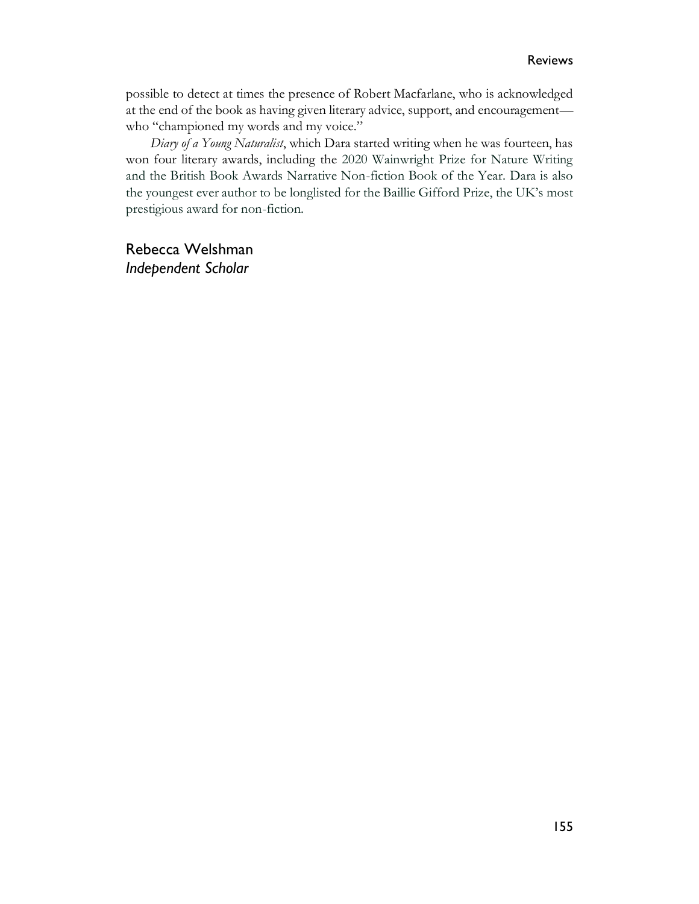possible to detect at times the presence of Robert Macfarlane, who is acknowledged at the end of the book as having given literary advice, support, and encouragement—who "championed my words and my voice."

*Diary of a Young Naturalist*, which Dara started writing when he was fourteen, has won four literary awards, including the 2020 Wainwright Prize for Nature Writing and the British Book Awards Narrative Non-fiction Book of the Year. Dara is also the youngest ever author to be longlisted for the Baillie Gifford Prize, the UK's most prestigious award for non-fiction.

Rebecca Welshman
*Independent Scholar*